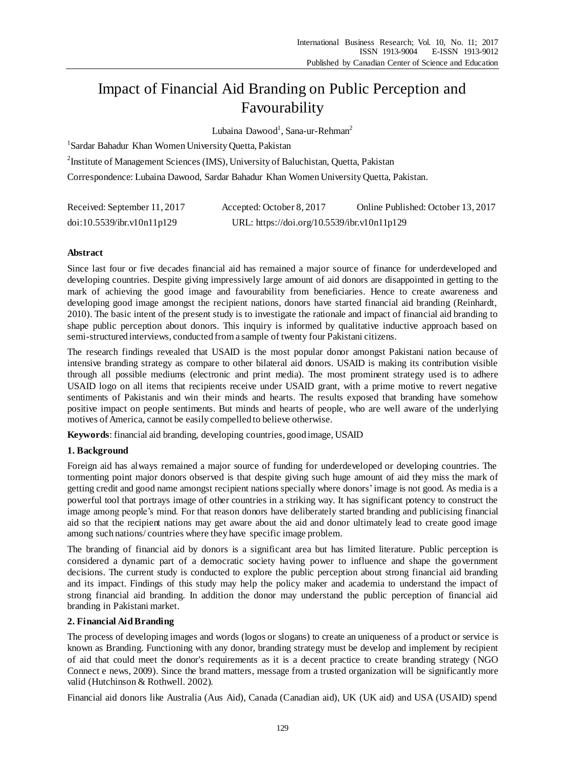# Impact of Financial Aid Branding on Public Perception and Favourability

Lubaina Dawood[1], Sana-ur-Rehman[2]

[1]Sardar Bahadur Khan Women University Quetta, Pakistan

[2]Institute of Management Sciences (IMS), University of Baluchistan, Quetta, Pakistan

Correspondence: Lubaina Dawood, Sardar Bahadur Khan Women University Quetta, Pakistan.

Received: September 11, 2017 Accepted: October 8, 2017 Online Published: October 13, 2017

doi:10.5539/ibr.v10n11p129 URL: https://doi.org/10.5539/ibr.v10n11p129

## Abstract

Since last four or five decades financial aid has remained a major source of finance for underdeveloped and developing countries. Despite giving impressively large amount of aid donors are disappointed in getting to the mark of achieving the good image and favourability from beneficiaries. Hence to create awareness and developing good image amongst the recipient nations, donors have started financial aid branding (Reinhardt, 2010). The basic intent of the present study is to investigate the rationale and impact of financial aid branding to shape public perception about donors. This inquiry is informed by qualitative inductive approach based on semi-structured interviews, conducted from a sample of twenty four Pakistani citizens.

The research findings revealed that USAID is the most popular donor amongst Pakistani nation because of intensive branding strategy as compare to other bilateral aid donors. USAID is making its contribution visible through all possible mediums (electronic and print media). The most prominent strategy used is to adhere USAID logo on all items that recipients receive under USAID grant, with a prime motive to revert negative sentiments of Pakistanis and win their minds and hearts. The results exposed that branding have somehow positive impact on people sentiments. But minds and hearts of people, who are well aware of the underlying motives of America, cannot be easily compelled to believe otherwise.

**Keywords**: financial aid branding, developing countries, good image, USAID

## 1. Background

Foreign aid has always remained a major source of funding for underdeveloped or developing countries. The tormenting point major donors observed is that despite giving such huge amount of aid they miss the mark of getting credit and good name amongst recipient nations specially where donors' image is not good. As media is a powerful tool that portrays image of other countries in a striking way. It has significant potency to construct the image among people's mind. For that reason donors have deliberately started branding and publicising financial aid so that the recipient nations may get aware about the aid and donor ultimately lead to create good image among such nations/ countries where they have specific image problem.

The branding of financial aid by donors is a significant area but has limited literature. Public perception is considered a dynamic part of a democratic society having power to influence and shape the government decisions. The current study is conducted to explore the public perception about strong financial aid branding and its impact. Findings of this study may help the policy maker and academia to understand the impact of strong financial aid branding. In addition the donor may understand the public perception of financial aid branding in Pakistani market.

## 2. Financial Aid Branding

The process of developing images and words (logos or slogans) to create an uniqueness of a product or service is known as Branding. Functioning with any donor, branding strategy must be develop and implement by recipient of aid that could meet the donor's requirements as it is a decent practice to create branding strategy (NGO Connect e news, 2009). Since the brand matters, message from a trusted organization will be significantly more valid (Hutchinson & Rothwell. 2002).

Financial aid donors like Australia (Aus Aid), Canada (Canadian aid), UK (UK aid) and USA (USAID) spend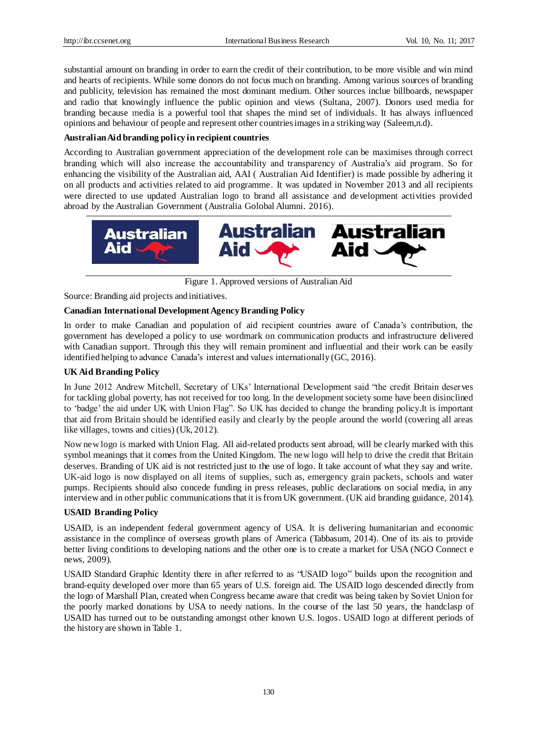substantial amount on branding in order to earn the credit of their contribution, to be more visible and win mind and hearts of recipients. While some donors do not focus much on branding. Among various sources of branding and publicity, television has remained the most dominant medium. Other sources inclue billboards, newspaper and radio that knowingly influence the public opinion and views (Sultana, 2007). Donors used media for branding because media is a powerful tool that shapes the mind set of individuals. It has always influenced opinions and behaviour of people and represent other countries images in a striking way (Saleem,n.d).

**Australian Aid branding policy in recipient countries**

According to Australian government appreciation of the development role can be maximises through correct branding which will also increase the accountability and transparency of Australia's aid program. So for enhancing the visibility of the Australian aid, AAI ( Australian Aid Identifier) is made possible by adhering it on all products and activities related to aid programme. It was updated in November 2013 and all recipients were directed to use updated Australian logo to brand all assistance and development activities provided abroad by the Australian Government (Australia Golobal Alumni. 2016).

Figure 1. Approved versions of Australian Aid

Source: Branding aid projects and initiatives.

**Canadian International Development Agency Branding Policy**

In order to make Canadian and population of aid recipient countries aware of Canada's contribution, the government has developed a policy to use wordmark on communication products and infrastructure delivered with Canadian support. Through this they will remain prominent and influential and their work can be easily identified helping to advance Canada's interest and values internationally (GC, 2016).

**UK Aid Branding Policy**

In June 2012 Andrew Mitchell, Secretary of UKs' International Development said "the credit Britain deserves for tackling global poverty, has not received for too long. In the development society some have been disinclined to 'badge' the aid under UK with Union Flag". So UK has decided to change the branding policy.It is important that aid from Britain should be identified easily and clearly by the people around the world (covering all areas like villages, towns and cities) (Uk, 2012).

Now new logo is marked with Union Flag. All aid-related products sent abroad, will be clearly marked with this symbol meanings that it comes from the United Kingdom. The new logo will help to drive the credit that Britain deserves. Branding of UK aid is not restricted just to the use of logo. It take account of what they say and write. UK-aid logo is now displayed on all items of supplies, such as, emergency grain packets, schools and water pumps. Recipients should also concede funding in press releases, public declarations on social media, in any interview and in other public communications that it is from UK government. (UK aid branding guidance, 2014).

**USAID Branding Policy**

USAID, is an independent federal government agency of USA. It is delivering humanitarian and economic assistance in the complince of overseas growth plans of America (Tabbasum, 2014). One of its ais to provide better living conditions to developing nations and the other one is to create a market for USA (NGO Connect e news, 2009).

USAID Standard Graphic Identity there in after referred to as "USAID logo" builds upon the recognition and brand-equity developed over more than 65 years of U.S. foreign aid. The USAID logo descended directly from the logo of Marshall Plan, created when Congress became aware that credit was being taken by Soviet Union for the poorly marked donations by USA to needy nations. In the course of the last 50 years, the handclasp of USAID has turned out to be outstanding amongst other known U.S. logos. USAID logo at different periods of the history are shown in Table 1.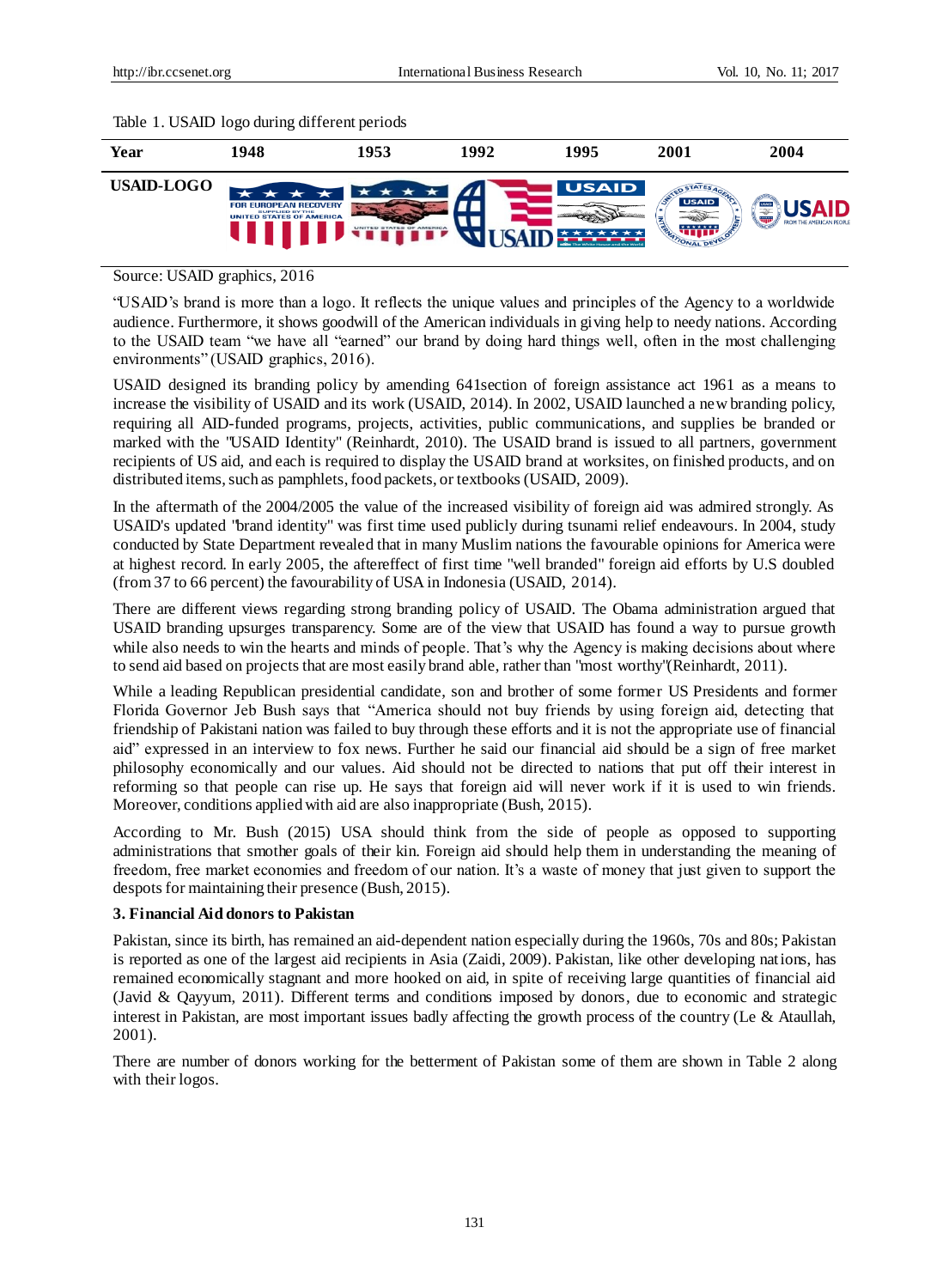Table 1. USAID logo during different periods

| Year | 1948 | 1953 | 1992 | 1995 | 2001 | 2004 |
|---|---|---|---|---|---|---|
| USAID-LOGO | | | | | | |

Source: USAID graphics, 2016

"USAID's brand is more than a logo. It reflects the unique values and principles of the Agency to a worldwide audience. Furthermore, it shows goodwill of the American individuals in giving help to needy nations. According to the USAID team "we have all "earned" our brand by doing hard things well, often in the most challenging environments" (USAID graphics, 2016).

USAID designed its branding policy by amending 641section of foreign assistance act 1961 as a means to increase the visibility of USAID and its work (USAID, 2014). In 2002, USAID launched a new branding policy, requiring all AID-funded programs, projects, activities, public communications, and supplies be branded or marked with the "USAID Identity" (Reinhardt, 2010). The USAID brand is issued to all partners, government recipients of US aid, and each is required to display the USAID brand at worksites, on finished products, and on distributed items, such as pamphlets, food packets, or textbooks (USAID, 2009).

In the aftermath of the 2004/2005 the value of the increased visibility of foreign aid was admired strongly. As USAID's updated "brand identity" was first time used publicly during tsunami relief endeavours. In 2004, study conducted by State Department revealed that in many Muslim nations the favourable opinions for America were at highest record. In early 2005, the aftereffect of first time "well branded" foreign aid efforts by U.S doubled (from 37 to 66 percent) the favourability of USA in Indonesia (USAID, 2014).

There are different views regarding strong branding policy of USAID. The Obama administration argued that USAID branding upsurges transparency. Some are of the view that USAID has found a way to pursue growth while also needs to win the hearts and minds of people. That's why the Agency is making decisions about where to send aid based on projects that are most easily brand able, rather than "most worthy"(Reinhardt, 2011).

While a leading Republican presidential candidate, son and brother of some former US Presidents and former Florida Governor Jeb Bush says that "America should not buy friends by using foreign aid, detecting that friendship of Pakistani nation was failed to buy through these efforts and it is not the appropriate use of financial aid" expressed in an interview to fox news. Further he said our financial aid should be a sign of free market philosophy economically and our values. Aid should not be directed to nations that put off their interest in reforming so that people can rise up. He says that foreign aid will never work if it is used to win friends. Moreover, conditions applied with aid are also inappropriate (Bush, 2015).

According to Mr. Bush (2015) USA should think from the side of people as opposed to supporting administrations that smother goals of their kin. Foreign aid should help them in understanding the meaning of freedom, free market economies and freedom of our nation. It's a waste of money that just given to support the despots for maintaining their presence (Bush, 2015).

### 3. Financial Aid donors to Pakistan

Pakistan, since its birth, has remained an aid-dependent nation especially during the 1960s, 70s and 80s; Pakistan is reported as one of the largest aid recipients in Asia (Zaidi, 2009). Pakistan, like other developing nations, has remained economically stagnant and more hooked on aid, in spite of receiving large quantities of financial aid (Javid & Qayyum, 2011). Different terms and conditions imposed by donors, due to economic and strategic interest in Pakistan, are most important issues badly affecting the growth process of the country (Le & Ataullah, 2001).

There are number of donors working for the betterment of Pakistan some of them are shown in Table 2 along with their logos.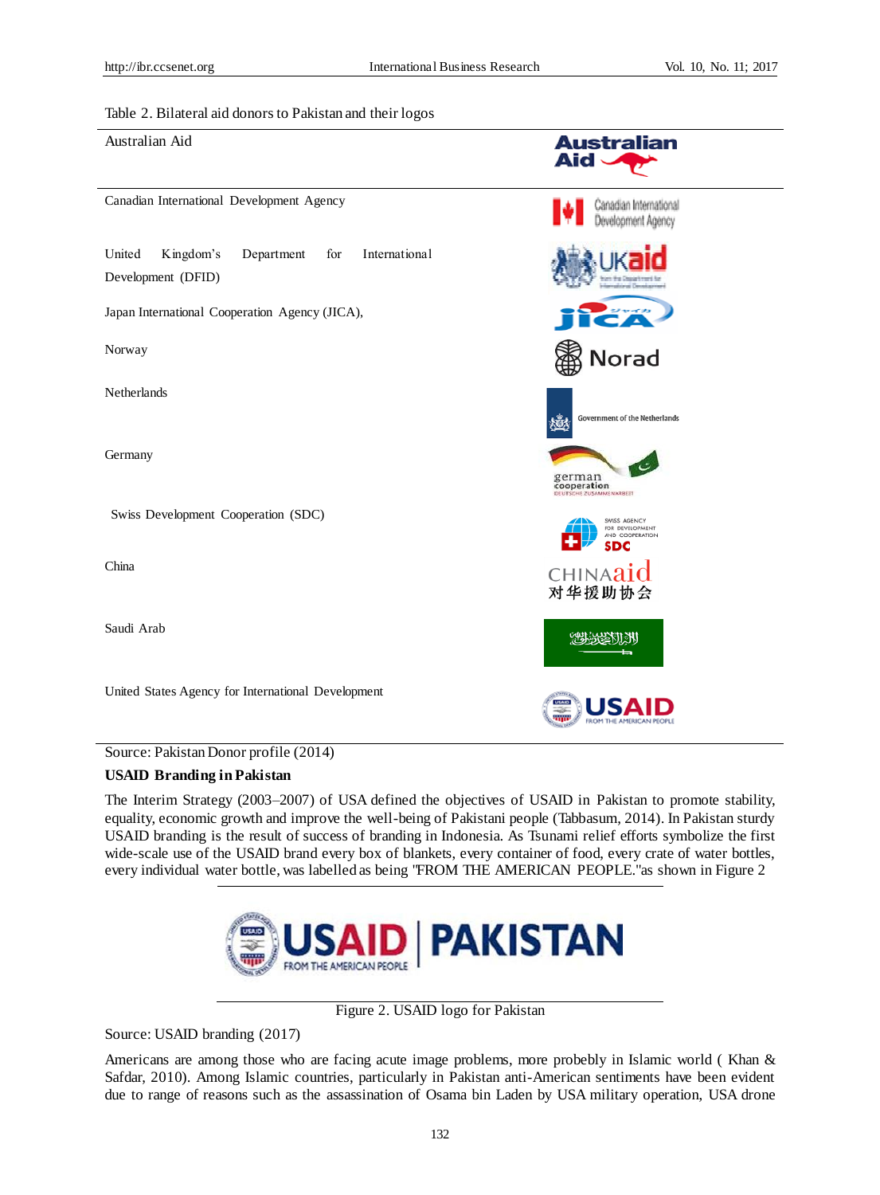Table 2. Bilateral aid donors to Pakistan and their logos

| | |
|---|---|
| Australian Aid | |
| Canadian International Development Agency | |
| United Kingdom's Department for International Development (DFID) | |
| Japan International Cooperation Agency (JICA), | |
| Norway | |
| Netherlands | |
| Germany | |
| Swiss Development Cooperation (SDC) | |
| China | |
| Saudi Arab | |
| United States Agency for International Development | |

Source: Pakistan Donor profile (2014)

**USAID Branding in Pakistan**

The Interim Strategy (2003–2007) of USA defined the objectives of USAID in Pakistan to promote stability, equality, economic growth and improve the well-being of Pakistani people (Tabbasum, 2014). In Pakistan sturdy USAID branding is the result of success of branding in Indonesia. As Tsunami relief efforts symbolize the first wide-scale use of the USAID brand every box of blankets, every container of food, every crate of water bottles, every individual water bottle, was labelled as being "FROM THE AMERICAN PEOPLE."as shown in Figure 2

Figure 2. USAID logo for Pakistan

Source: USAID branding (2017)

Americans are among those who are facing acute image problems, more probelly in Islamic world ( Khan & Safdar, 2010). Among Islamic countries, particularly in Pakistan anti-American sentiments have been evident due to range of reasons such as the assassination of Osama bin Laden by USA military operation, USA drone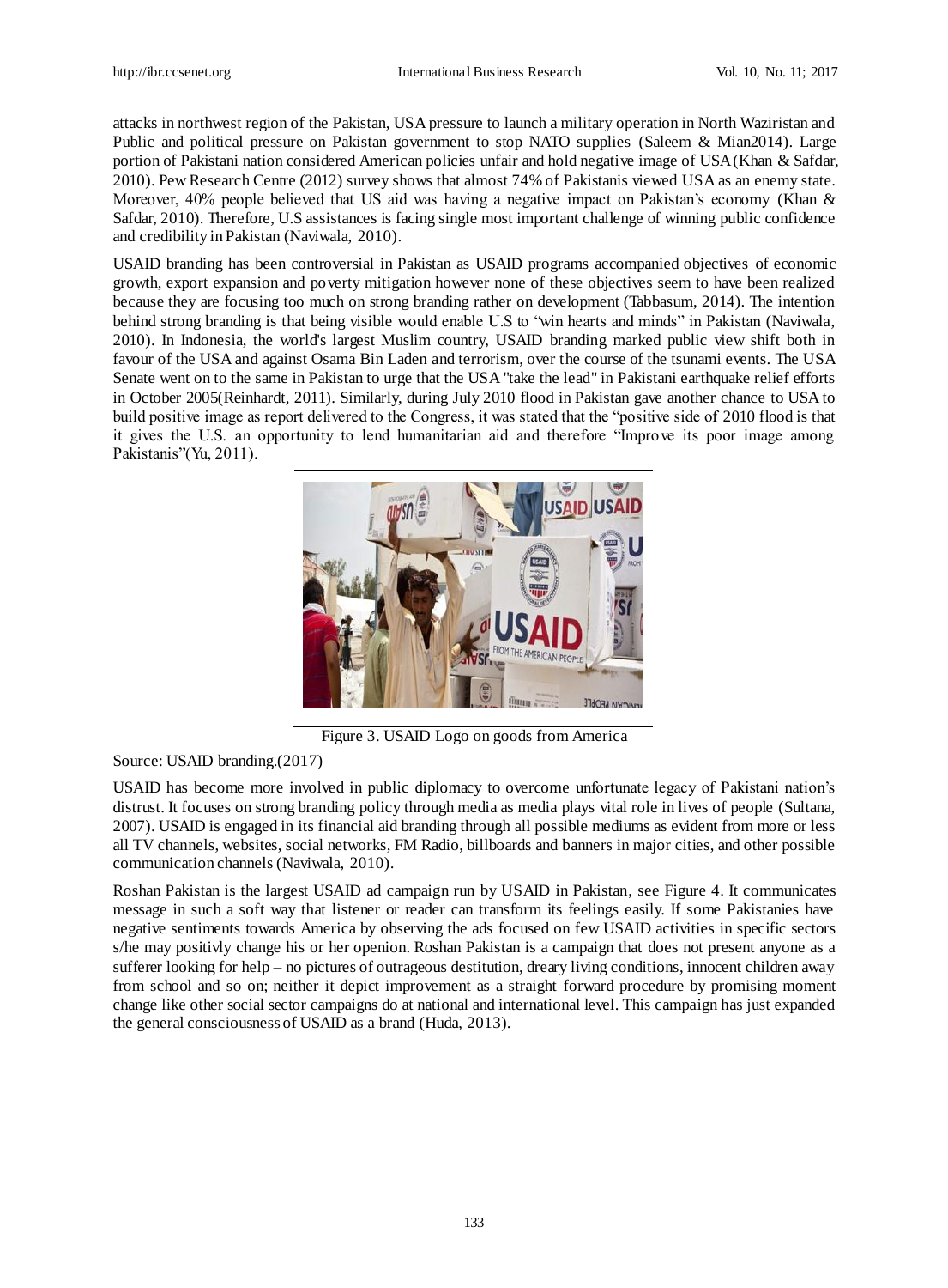attacks in northwest region of the Pakistan, USA pressure to launch a military operation in North Waziristan and Public and political pressure on Pakistan government to stop NATO supplies (Saleem & Mian2014). Large portion of Pakistani nation considered American policies unfair and hold negative image of USA (Khan & Safdar, 2010). Pew Research Centre (2012) survey shows that almost 74% of Pakistanis viewed USA as an enemy state. Moreover, 40% people believed that US aid was having a negative impact on Pakistan's economy (Khan & Safdar, 2010). Therefore, U.S assistances is facing single most important challenge of winning public confidence and credibility in Pakistan (Naviwala, 2010).

USAID branding has been controversial in Pakistan as USAID programs accompanied objectives of economic growth, export expansion and poverty mitigation however none of these objectives seem to have been realized because they are focusing too much on strong branding rather on development (Tabbasum, 2014). The intention behind strong branding is that being visible would enable U.S to "win hearts and minds" in Pakistan (Naviwala, 2010). In Indonesia, the world's largest Muslim country, USAID branding marked public view shift both in favour of the USA and against Osama Bin Laden and terrorism, over the course of the tsunami events. The USA Senate went on to the same in Pakistan to urge that the USA "take the lead" in Pakistani earthquake relief efforts in October 2005(Reinhardt, 2011). Similarly, during July 2010 flood in Pakistan gave another chance to USA to build positive image as report delivered to the Congress, it was stated that the "positive side of 2010 flood is that it gives the U.S. an opportunity to lend humanitarian aid and therefore "Improve its poor image among Pakistanis"(Yu, 2011).

Figure 3. USAID Logo on goods from America

Source: USAID branding.(2017)

USAID has become more involved in public diplomacy to overcome unfortunate legacy of Pakistani nation's distrust. It focuses on strong branding policy through media as media plays vital role in lives of people (Sultana, 2007). USAID is engaged in its financial aid branding through all possible mediums as evident from more or less all TV channels, websites, social networks, FM Radio, billboards and banners in major cities, and other possible communication channels (Naviwala, 2010).

Roshan Pakistan is the largest USAID ad campaign run by USAID in Pakistan, see Figure 4. It communicates message in such a soft way that listener or reader can transform its feelings easily. If some Pakistanies have negative sentiments towards America by observing the ads focused on few USAID activities in specific sectors s/he may positivly change his or her openion. Roshan Pakistan is a campaign that does not present anyone as a sufferer looking for help – no pictures of outrageous destitution, dreary living conditions, innocent children away from school and so on; neither it depict improvement as a straight forward procedure by promising moment change like other social sector campaigns do at national and international level. This campaign has just expanded the general consciousness of USAID as a brand (Huda, 2013).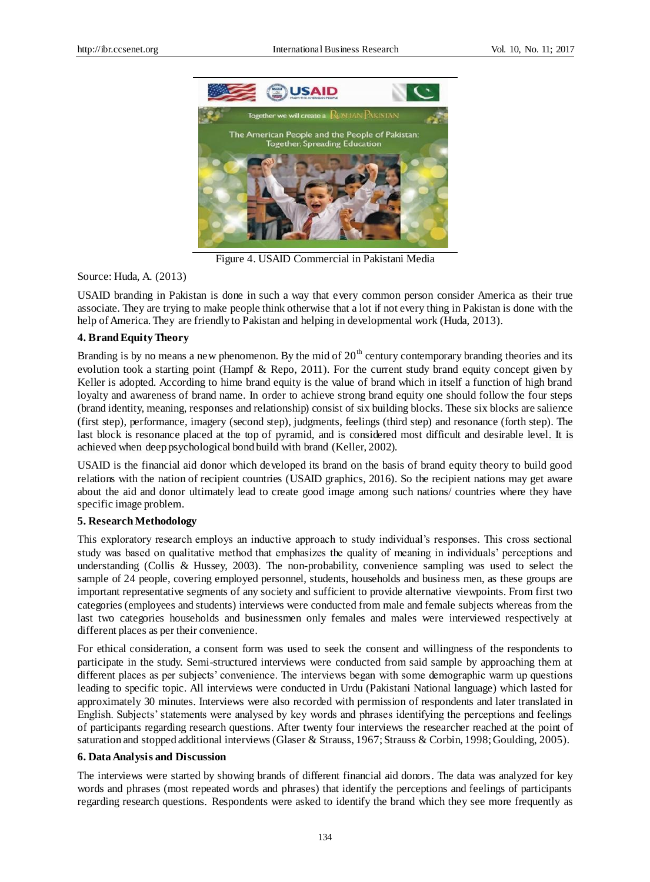Figure 4. USAID Commercial in Pakistani Media

Source: Huda, A. (2013)

USAID branding in Pakistan is done in such a way that every common person consider America as their true associate. They are trying to make people think otherwise that a lot if not every thing in Pakistan is done with the help of America. They are friendly to Pakistan and helping in developmental work (Huda, 2013).

### 4. Brand Equity Theory

Branding is by no means a new phenomenon. By the mid of 20th century contemporary branding theories and its evolution took a starting point (Hampf & Repo, 2011). For the current study brand equity concept given by Keller is adopted. According to hime brand equity is the value of brand which in itself a function of high brand loyalty and awareness of brand name. In order to achieve strong brand equity one should follow the four steps (brand identity, meaning, responses and relationship) consist of six building blocks. These six blocks are salience (first step), performance, imagery (second step), judgments, feelings (third step) and resonance (forth step). The last block is resonance placed at the top of pyramid, and is considered most difficult and desirable level. It is achieved when deep psychological bond build with brand (Keller, 2002).

USAID is the financial aid donor which developed its brand on the basis of brand equity theory to build good relations with the nation of recipient countries (USAID graphics, 2016). So the recipient nations may get aware about the aid and donor ultimately lead to create good image among such nations/ countries where they have specific image problem.

### 5. Research Methodology

This exploratory research employs an inductive approach to study individual's responses. This cross sectional study was based on qualitative method that emphasizes the quality of meaning in individuals' perceptions and understanding (Collis & Hussey, 2003). The non-probability, convenience sampling was used to select the sample of 24 people, covering employed personnel, students, households and business men, as these groups are important representative segments of any society and sufficient to provide alternative viewpoints. From first two categories (employees and students) interviews were conducted from male and female subjects whereas from the last two categories households and businessmen only females and males were interviewed respectively at different places as per their convenience.

For ethical consideration, a consent form was used to seek the consent and willingness of the respondents to participate in the study. Semi-structured interviews were conducted from said sample by approaching them at different places as per subjects' convenience. The interviews began with some demographic warm up questions leading to specific topic. All interviews were conducted in Urdu (Pakistani National language) which lasted for approximately 30 minutes. Interviews were also recorded with permission of respondents and later translated in English. Subjects' statements were analysed by key words and phrases identifying the perceptions and feelings of participants regarding research questions. After twenty four interviews the researcher reached at the point of saturation and stopped additional interviews (Glaser & Strauss, 1967; Strauss & Corbin, 1998; Goulding, 2005).

### 6. Data Analysis and Discussion

The interviews were started by showing brands of different financial aid donors. The data was analyzed for key words and phrases (most repeated words and phrases) that identify the perceptions and feelings of participants regarding research questions. Respondents were asked to identify the brand which they see more frequently as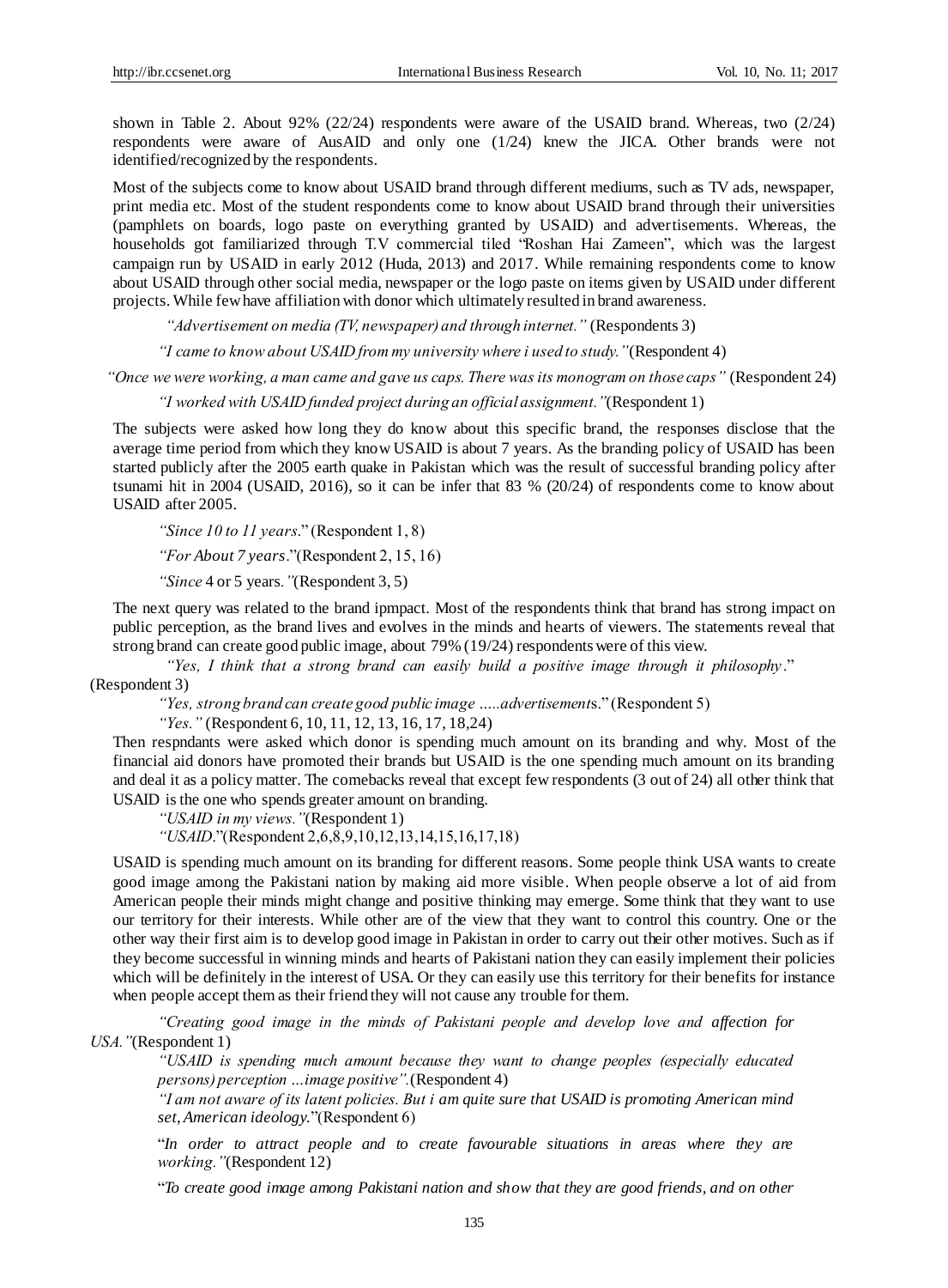shown in Table 2. About 92% (22/24) respondents were aware of the USAID brand. Whereas, two (2/24) respondents were aware of AusAID and only one (1/24) knew the JICA. Other brands were not identified/recognized by the respondents.

Most of the subjects come to know about USAID brand through different mediums, such as TV ads, newspaper, print media etc. Most of the student respondents come to know about USAID brand through their universities (pamphlets on boards, logo paste on everything granted by USAID) and advertisements. Whereas, the households got familiarized through T.V commercial tiled "Roshan Hai Zameen", which was the largest campaign run by USAID in early 2012 (Huda, 2013) and 2017. While remaining respondents come to know about USAID through other social media, newspaper or the logo paste on items given by USAID under different projects. While few have affiliation with donor which ultimately resulted in brand awareness.

> *"Advertisement on media (TV, newspaper) and through internet."* (Respondents 3)
>
> *"I came to know about USAID from my university where i used to study."* (Respondent 4)
>
> *"Once we were working, a man came and gave us caps. There was its monogram on those caps"* (Respondent 24)
>
> *"I worked with USAID funded project during an official assignment."* (Respondent 1)

The subjects were asked how long they do know about this specific brand, the responses disclose that the average time period from which they know USAID is about 7 years. As the branding policy of USAID has been started publicly after the 2005 earth quake in Pakistan which was the result of successful branding policy after tsunami hit in 2004 (USAID, 2016), so it can be infer that 83 % (20/24) of respondents come to know about USAID after 2005.

> *"Since 10 to 11 years."* (Respondent 1, 8)
>
> *"For About 7 years."* (Respondent 2, 15, 16)
>
> *"Since* 4 or 5 years*."* (Respondent 3, 5)

The next query was related to the brand ipmpact. Most of the respondents think that brand has strong impact on public perception, as the brand lives and evolves in the minds and hearts of viewers. The statements reveal that strong brand can create good public image, about 79% (19/24) respondents were of this view.

> *"Yes, I think that a strong brand can easily build a positive image through it philosophy."* (Respondent 3)
>
> *"Yes, strong brand can create good public image .....advertisements."* (Respondent 5)
>
> *"Yes."* (Respondent 6, 10, 11, 12, 13, 16, 17, 18, 24)

Then respndants were asked which donor is spending much amount on its branding and why. Most of the financial aid donors have promoted their brands but USAID is the one spending much amount on its branding and deal it as a policy matter. The comebacks reveal that except few respondents (3 out of 24) all other think that USAID is the one who spends greater amount on branding.

> *"USAID in my views."* (Respondent 1)
>
> *"USAID."* (Respondent 2,6,8,9,10,12,13,14,15,16,17,18)

USAID is spending much amount on its branding for different reasons. Some people think USA wants to create good image among the Pakistani nation by making aid more visible. When people observe a lot of aid from American people their minds might change and positive thinking may emerge. Some think that they want to use our territory for their interests. While other are of the view that they want to control this country. One or the other way their first aim is to develop good image in Pakistan in order to carry out their other motives. Such as if they become successful in winning minds and hearts of Pakistani nation they can easily implement their policies which will be definitely in the interest of USA. Or they can easily use this territory for their benefits for instance when people accept them as their friend they will not cause any trouble for them.

> *"Creating good image in the minds of Pakistani people and develop love and affection for USA."* (Respondent 1)
>
> *"USAID is spending much amount because they want to change peoples (especially educated persons) perception ...image positive".* (Respondent 4)
>
> *"I am not aware of its latent policies. But i am quite sure that USAID is promoting American mind set, American ideology."* (Respondent 6)
>
> "*In order to attract people and to create favourable situations in areas where they are working."* (Respondent 12)
>
> "*To create good image among Pakistani nation and show that they are good friends, and on other*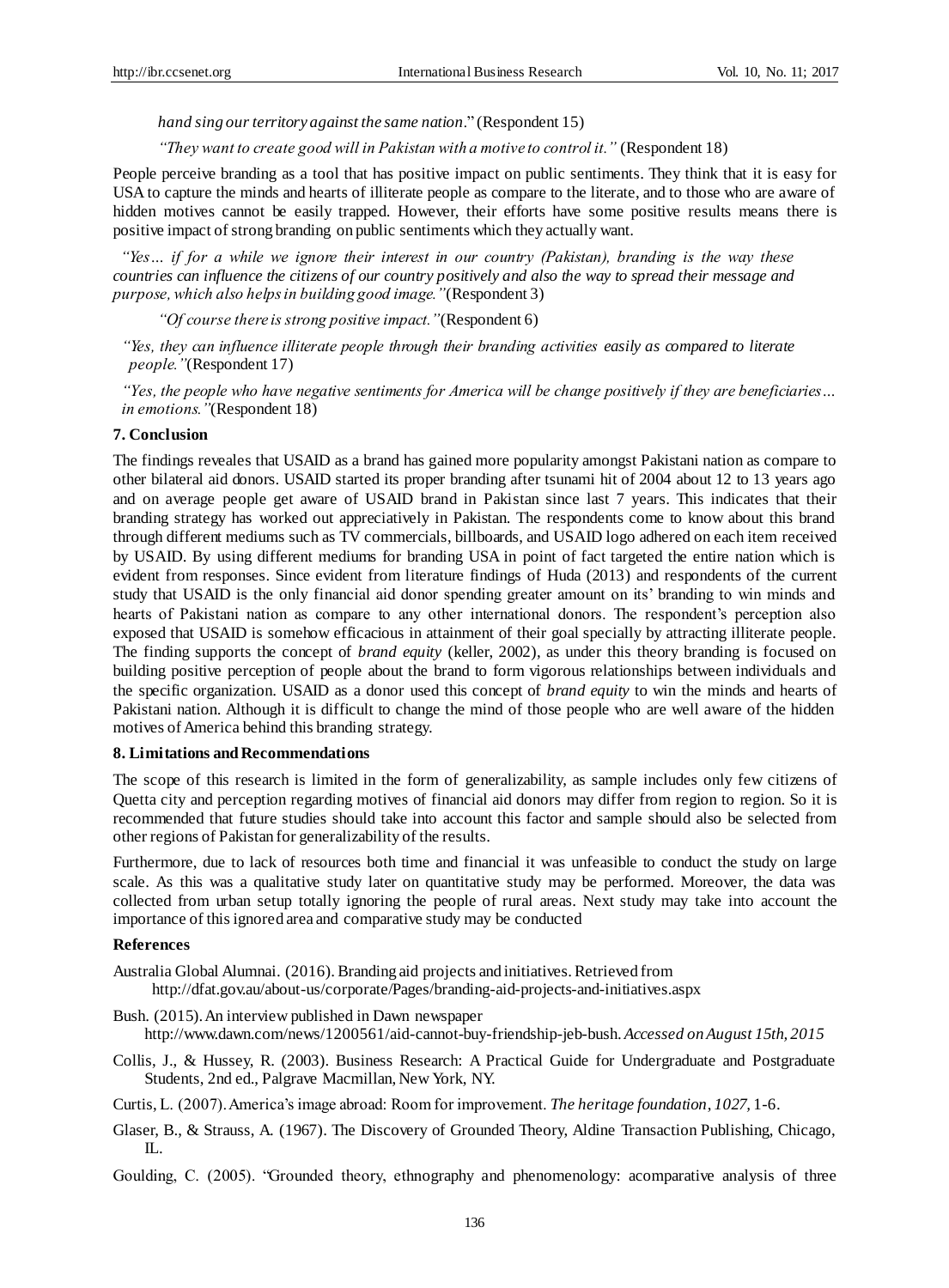*hand sing our territory against the same nation*." (Respondent 15)

*"They want to create good will in Pakistan with a motive to control it."* (Respondent 18)

People perceive branding as a tool that has positive impact on public sentiments. They think that it is easy for USA to capture the minds and hearts of illiterate people as compare to the literate, and to those who are aware of hidden motives cannot be easily trapped. However, their efforts have some positive results means there is positive impact of strong branding on public sentiments which they actually want.

*"Yes… if for a while we ignore their interest in our country (Pakistan), branding is the way these countries can influence the citizens of our country positively and also the way to spread their message and purpose, which also helps in building good image."*(Respondent 3)

*"Of course there is strong positive impact."*(Respondent 6)

*"Yes, they can influence illiterate people through their branding activities easily as compared to literate people."*(Respondent 17)

*"Yes, the people who have negative sentiments for America will be change positively if they are beneficiaries… in emotions."*(Respondent 18)

## 7. Conclusion

The findings reveales that USAID as a brand has gained more popularity amongst Pakistani nation as compare to other bilateral aid donors. USAID started its proper branding after tsunami hit of 2004 about 12 to 13 years ago and on average people get aware of USAID brand in Pakistan since last 7 years. This indicates that their branding strategy has worked out appreciatively in Pakistan. The respondents come to know about this brand through different mediums such as TV commercials, billboards, and USAID logo adhered on each item received by USAID. By using different mediums for branding USA in point of fact targeted the entire nation which is evident from responses. Since evident from literature findings of Huda (2013) and respondents of the current study that USAID is the only financial aid donor spending greater amount on its' branding to win minds and hearts of Pakistani nation as compare to any other international donors. The respondent's perception also exposed that USAID is somehow efficacious in attainment of their goal specially by attracting illiterate people. The finding supports the concept of *brand equity* (keller, 2002), as under this theory branding is focused on building positive perception of people about the brand to form vigorous relationships between individuals and the specific organization. USAID as a donor used this concept of *brand equity* to win the minds and hearts of Pakistani nation. Although it is difficult to change the mind of those people who are well aware of the hidden motives of America behind this branding strategy.

## 8. Limitations and Recommendations

The scope of this research is limited in the form of generalizability, as sample includes only few citizens of Quetta city and perception regarding motives of financial aid donors may differ from region to region. So it is recommended that future studies should take into account this factor and sample should also be selected from other regions of Pakistan for generalizability of the results.

Furthermore, due to lack of resources both time and financial it was unfeasible to conduct the study on large scale. As this was a qualitative study later on quantitative study may be performed. Moreover, the data was collected from urban setup totally ignoring the people of rural areas. Next study may take into account the importance of this ignored area and comparative study may be conducted

## References

Australia Global Alumnai. (2016). Branding aid projects and initiatives. Retrieved from http://dfat.gov.au/about-us/corporate/Pages/branding-aid-projects-and-initiatives.aspx

Bush. (2015). An interview published in Dawn newspaper http://www.dawn.com/news/1200561/aid-cannot-buy-friendship-jeb-bush. *Accessed on August 15th, 2015*

Collis, J., & Hussey, R. (2003). Business Research: A Practical Guide for Undergraduate and Postgraduate Students, 2nd ed., Palgrave Macmillan, New York, NY.

Curtis, L. (2007). America's image abroad: Room for improvement. *The heritage foundation*, *1027,* 1-6.

Glaser, B., & Strauss, A. (1967). The Discovery of Grounded Theory, Aldine Transaction Publishing, Chicago, IL.

Goulding, C. (2005). "Grounded theory, ethnography and phenomenology: acomparative analysis of three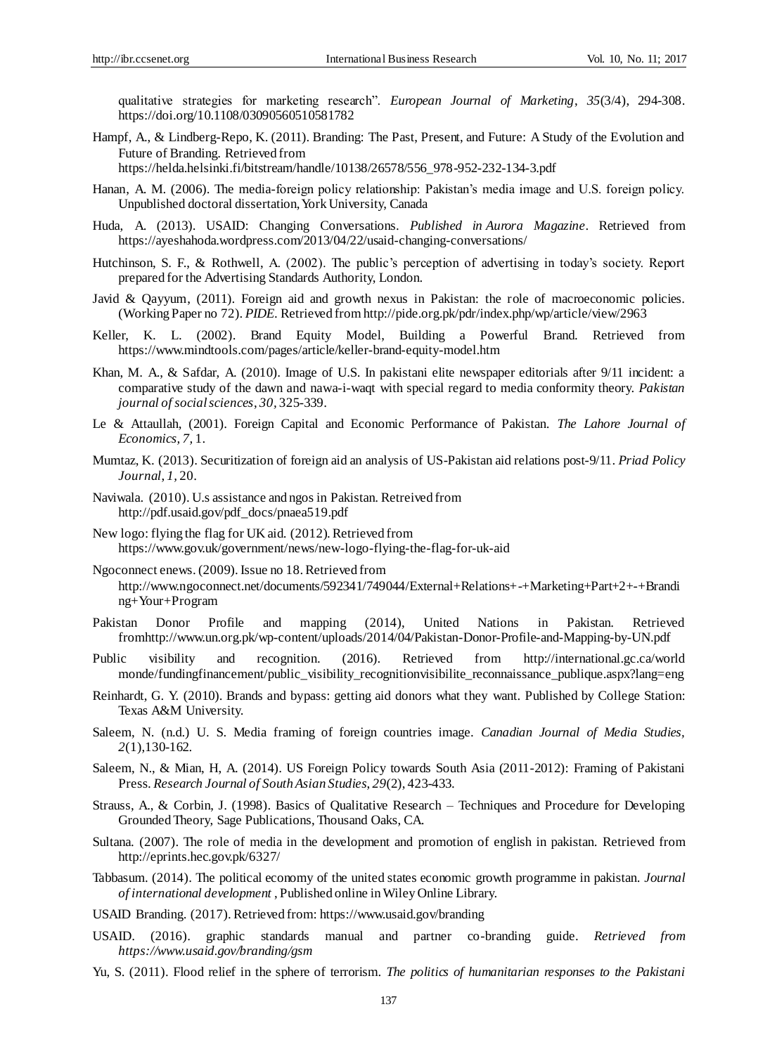qualitative strategies for marketing research". *European Journal of Marketing*, *35*(3/4), 294-308. https://doi.org/10.1108/03090560510581782

Hampf, A., & Lindberg-Repo, K. (2011). Branding: The Past, Present, and Future: A Study of the Evolution and Future of Branding. Retrieved from https://helda.helsinki.fi/bitstream/handle/10138/26578/556_978-952-232-134-3.pdf

Hanan, A. M. (2006). The media-foreign policy relationship: Pakistan's media image and U.S. foreign policy. Unpublished doctoral dissertation, York University, Canada

Huda, A. (2013). USAID: Changing Conversations. *Published in Aurora Magazine*. Retrieved from https://ayeshahoda.wordpress.com/2013/04/22/usaid-changing-conversations/

Hutchinson, S. F., & Rothwell, A. (2002). The public's perception of advertising in today's society. Report prepared for the Advertising Standards Authority, London.

Javid & Qayyum, (2011). Foreign aid and growth nexus in Pakistan: the role of macroeconomic policies. (Working Paper no 72). *PIDE*. Retrieved from http://pide.org.pk/pdr/index.php/wp/article/view/2963

Keller, K. L. (2002). Brand Equity Model, Building a Powerful Brand. Retrieved from https://www.mindtools.com/pages/article/keller-brand-equity-model.htm

Khan, M. A., & Safdar, A. (2010). Image of U.S. In pakistani elite newspaper editorials after 9/11 incident: a comparative study of the dawn and nawa-i-waqt with special regard to media conformity theory. *Pakistan journal of social sciences*, *30,* 325-339.

Le & Attaullah, (2001). Foreign Capital and Economic Performance of Pakistan. *The Lahore Journal of Economics*, *7,* 1.

Mumtaz, K. (2013). Securitization of foreign aid an analysis of US-Pakistan aid relations post-9/11. *Priad Policy Journal*, *1,* 20.

Naviwala. (2010). U.s assistance and ngos in Pakistan. Retreived from http://pdf.usaid.gov/pdf_docs/pnaea519.pdf

New logo: flying the flag for UK aid. (2012). Retrieved from https://www.gov.uk/government/news/new-logo-flying-the-flag-for-uk-aid

Ngoconnect enews. (2009). Issue no 18. Retrieved from http://www.ngoconnect.net/documents/592341/749044/External+Relations+-+Marketing+Part+2+-+Branding+Your+Program

Pakistan Donor Profile and mapping (2014), United Nations in Pakistan. Retrieved fromhttp://www.un.org.pk/wp-content/uploads/2014/04/Pakistan-Donor-Profile-and-Mapping-by-UN.pdf

Public visibility and recognition. (2016). Retrieved from http://international.gc.ca/world monde/fundingfinancement/public_visibility_recognitionvisibilite_reconnaissance_publique.aspx?lang=eng

Reinhardt, G. Y. (2010). Brands and bypass: getting aid donors what they want. Published by College Station: Texas A&M University.

Saleem, N. (n.d.) U. S. Media framing of foreign countries image. *Canadian Journal of Media Studies*, *2*(1),130-162.

Saleem, N., & Mian, H, A. (2014). US Foreign Policy towards South Asia (2011-2012): Framing of Pakistani Press. *Research Journal of South Asian Studies*, *29*(2), 423-433.

Strauss, A., & Corbin, J. (1998). Basics of Qualitative Research – Techniques and Procedure for Developing Grounded Theory, Sage Publications, Thousand Oaks, CA.

Sultana. (2007). The role of media in the development and promotion of english in pakistan. Retrieved from http://eprints.hec.gov.pk/6327/

Tabbasum. (2014). The political economy of the united states economic growth programme in pakistan. *Journal of international development* , Published online in Wiley Online Library.

USAID Branding. (2017). Retrieved from: https://www.usaid.gov/branding

USAID. (2016). graphic standards manual and partner co-branding guide. *Retrieved from https://www.usaid.gov/branding/gsm*

Yu, S. (2011). Flood relief in the sphere of terrorism. *The politics of humanitarian responses to the Pakistani*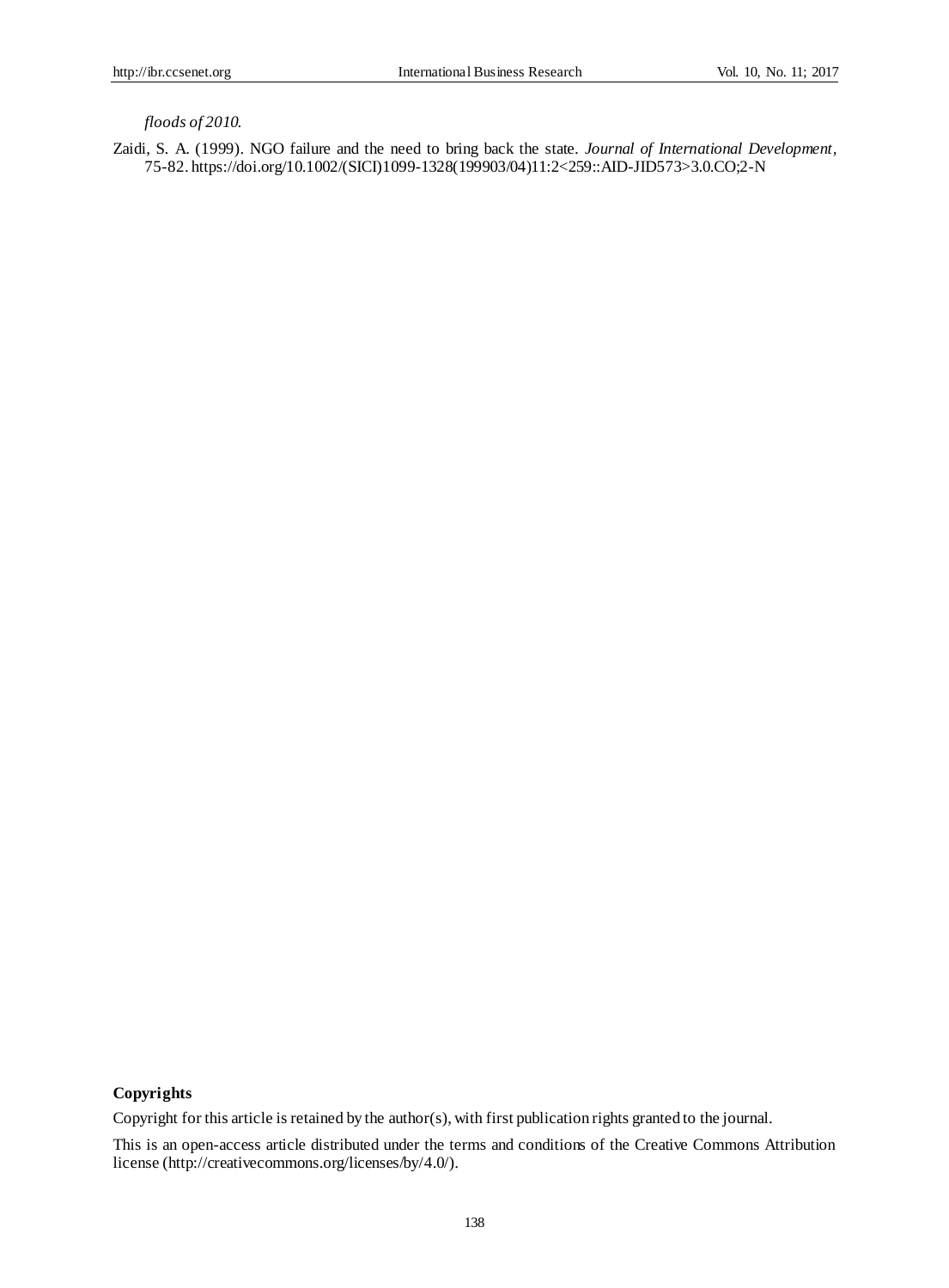*floods of 2010.*

Zaidi, S. A. (1999). NGO failure and the need to bring back the state. *Journal of International Development*, 75-82. https://doi.org/10.1002/(SICI)1099-1328(199903/04)11:2<259::AID-JID573>3.0.CO;2-N

**Copyrights**

Copyright for this article is retained by the author(s), with first publication rights granted to the journal.

This is an open-access article distributed under the terms and conditions of the Creative Commons Attribution license (http://creativecommons.org/licenses/by/4.0/).